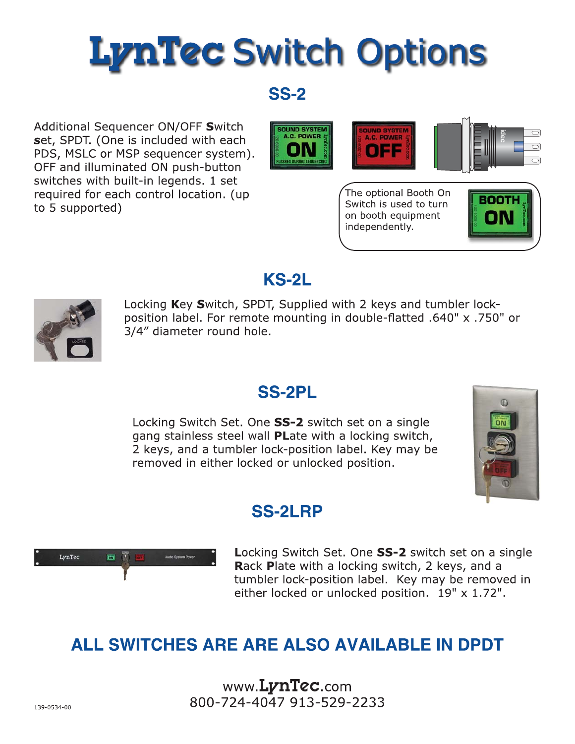# LynTec Switch Options

## SS-2

Additional Sequencer ON/OFF **S**witch **s**et, SPDT. (One is included with each PDS, MSLC or MSP sequencer system). OFF and illuminated ON push-button switches with built-in legends. 1 set required for each control location. (up to 5 supported)

The optional Booth On Switch is used to turn on booth equipment independently.

## KS-2L

Locking **K**ey **S**witch, SPDT, Supplied with 2 keys and tumbler lock-position label. For remote mounting in double-flatted .640" x .750" or 3/4" diameter round hole.

## SS-2PL

Locking Switch Set. One **SS-2** switch set on a single gang stainless steel wall **PL**ate with a locking switch, 2 keys, and a tumbler lock-position label. Key may be removed in either locked or unlocked position.

## SS-2LRP

**L**ocking Switch Set. One **SS-2** switch set on a single **R**ack **P**late with a locking switch, 2 keys, and a tumbler lock-position label. Key may be removed in either locked or unlocked position. 19" x 1.72".

## ALL SWITCHES ARE ARE ALSO AVAILABLE IN DPDT

www.LynTec.com
800-724-4047 913-529-2233

139-0534-00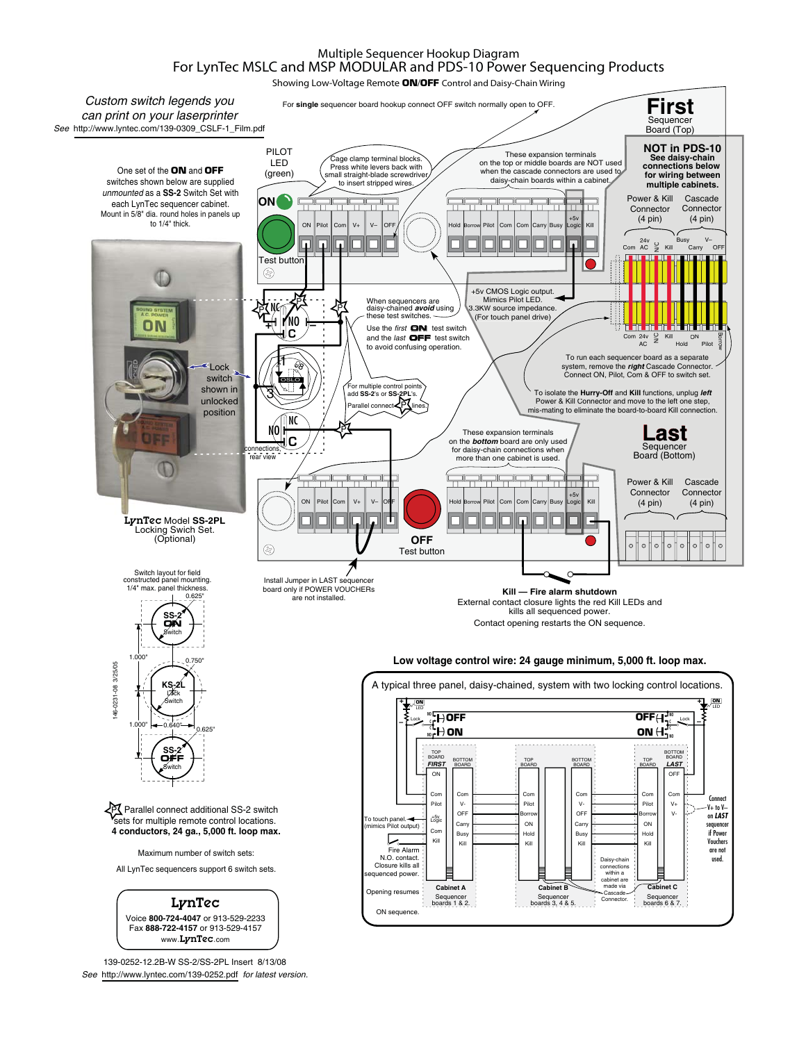# Multiple Sequencer Hookup Diagram
## For LynTec MSLC and MSP MODULAR and PDS-10 Power Sequencing Products

Showing Low-Voltage Remote **ON/OFF** Control and Daisy-Chain Wiring

*Custom switch legends you can print on your laserprinter*
*See* http://www.lyntec.com/139-0309_CSLF-1_Film.pdf

One set of the **ON** and **OFF** switches shown below are supplied *unmounted* as a **SS-2** Switch Set with each LynTec sequencer cabinet. Mount in 5/8" dia. round holes in panels up to 1/4" thick.

For **single** sequencer board hookup connect OFF switch normally open to OFF.

PILOT LED (green)

Cage clamp terminal blocks. Press white levers back with small straight-blade screwdriver to insert stripped wires.

These expansion terminals on the top or middle boards are NOT used when the cascade connectors are used to daisy-chain boards within a cabinet.

**First** Sequencer Board (Top)

**NOT in PDS-10**
**See daisy-chain connections below for wiring between multiple cabinets.**

Power & Kill Connector (4 pin)
Cascade Connector (4 pin)

ON

Test button

ON | Pilot | Com | V+ | V– | OFF

Hold | Borrow | Pilot | Com | Com | Carry | Busy | +5v Logic | Kill

Com | 24v AC | N/C | Kill | Busy | Carry | V– | OFF

Com | 24v AC | N/C | Kill | Hold | ON | Pilot | Borrow

Lock switch shown in unlocked position

When sequencers are daisy-chained *avoid* using these test switches.

Use the *first* **ON** test switch and the *last* **OFF** test switch to avoid confusing operation.

+5v CMOS Logic output. Mimics Pilot LED. 3.3KW source impedance. (For touch panel drive)

To run each sequencer board as a separate system, remove the *right* Cascade Connector. Connect ON, Pilot, Com & OFF to switch set.

To isolate the **Hurry-Off** and **Kill** functions, unplug *left* Power & Kill Connector and move to the left one step, mis-mating to eliminate the board-to-board Kill connection.

For multiple control points add **SS-2**'s or **SS-2PL**'s.
Parallel connect P lines.

NC, NO, C

connections, rear view

These expansion terminals on the *bottom* board are only used for daisy-chain connections when more than one cabinet is used.

**Last** Sequencer Board (Bottom)

Power & Kill Connector (4 pin)
Cascade Connector (4 pin)

ON | Pilot | Com | V+ | V– | OFF

Hold | Borrow | Pilot | Com | Com | Carry | Busy | +5v Logic | Kill

OFF Test button

*LynTec* Model **SS-2PL** Locking Swich Set. (Optional)

Install Jumper in LAST sequencer board only if POWER VOUCHERs are not installed.

**Kill — Fire alarm shutdown**
External contact closure lights the red Kill LEDs and kills all sequenced power.
Contact opening restarts the ON sequence.

Switch layout for field constructed panel mounting. 1/4" max. panel thickness.

SS-2 ON Switch — 0.625"
KS-2L Lock Switch — 0.750"
SS-2 OFF Switch — 0.625"
1.000" — 0.640" — 1.000"

146-0231-08 3/25/05

**Low voltage control wire: 24 gauge minimum, 5,000 ft. loop max.**

A typical three panel, daisy-chained, system with two locking control locations.

ON LED — Lock — OFF — ON

Cabinet A: Sequencer boards 1 & 2 (TOP BOARD *FIRST*: ON, Com, Pilot, +5v Logic, Com, Kill; BOTTOM BOARD: Com, V-, OFF, Carry, Busy, Kill)

Cabinet B: Sequencer boards 3, 4 & 5 (TOP BOARD: Com, Pilot, Borrow, ON, Hold, Kill; BOTTOM BOARD: Com, V-, OFF, Carry, Busy, Kill)

Cabinet C: Sequencer boards 6 & 7 (TOP BOARD: Com, Pilot, Borrow, ON, Hold, Kill; BOTTOM BOARD *LAST*: OFF, Com, V+, V-)

To touch panel (mimics Pilot output)

Fire Alarm N.O. contact. Closure kills all sequenced power.

Opening resumes ON sequence.

Daisy-chain connections within a cabinet are made via Cascade Connector.

Connect V+ to V– on *LAST* sequencer if Power Vouchers are not used.

Parallel connect additional SS-2 switch sets for multiple remote control locations.
**4 conductors, 24 ga., 5,000 ft. loop max.**

Maximum number of switch sets:

All LynTec sequencers support 6 switch sets.

**LynTec**
Voice **800-724-4047** or 913-529-2233
Fax **888-722-4157** or 913-529-4157
www.LynTec.com

139-0252-12.2B-W SS-2/SS-2PL Insert 8/13/08
*See* http://www.lyntec.com/139-0252.pdf *for latest version.*